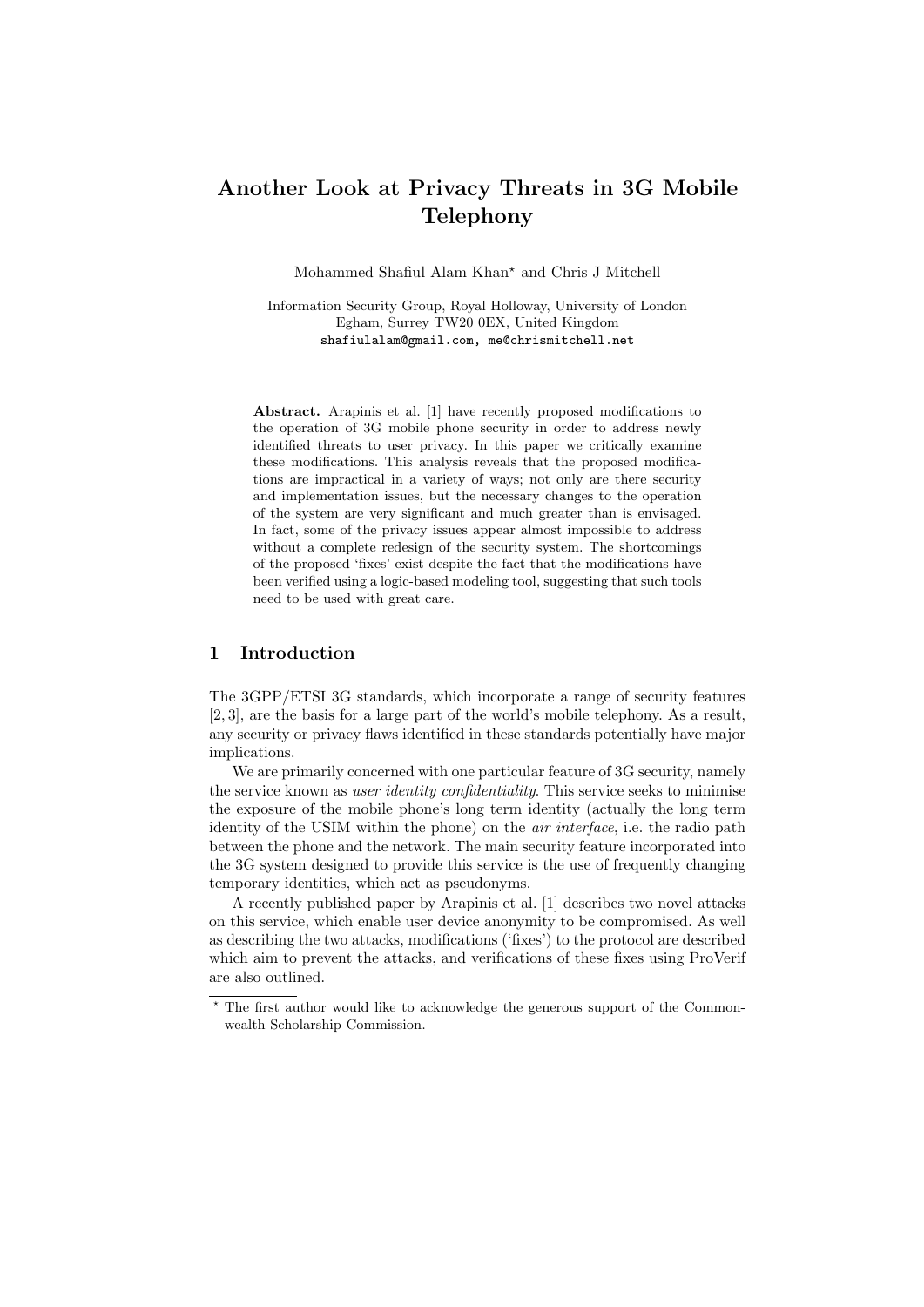# Another Look at Privacy Threats in 3G Mobile Telephony

Mohammed Shafiul Alam Khan* and Chris J Mitchell

Information Security Group, Royal Holloway, University of London
Egham, Surrey TW20 0EX, United Kingdom
shafiulalam@gmail.com, me@chrismitchell.net

**Abstract.** Arapinis et al. [1] have recently proposed modifications to the operation of 3G mobile phone security in order to address newly identified threats to user privacy. In this paper we critically examine these modifications. This analysis reveals that the proposed modifications are impractical in a variety of ways; not only are there security and implementation issues, but the necessary changes to the operation of the system are very significant and much greater than is envisaged. In fact, some of the privacy issues appear almost impossible to address without a complete redesign of the security system. The shortcomings of the proposed 'fixes' exist despite the fact that the modifications have been verified using a logic-based modeling tool, suggesting that such tools need to be used with great care.

## 1 Introduction

The 3GPP/ETSI 3G standards, which incorporate a range of security features [2, 3], are the basis for a large part of the world's mobile telephony. As a result, any security or privacy flaws identified in these standards potentially have major implications.

We are primarily concerned with one particular feature of 3G security, namely the service known as *user identity confidentiality*. This service seeks to minimise the exposure of the mobile phone's long term identity (actually the long term identity of the USIM within the phone) on the *air interface*, i.e. the radio path between the phone and the network. The main security feature incorporated into the 3G system designed to provide this service is the use of frequently changing temporary identities, which act as pseudonyms.

A recently published paper by Arapinis et al. [1] describes two novel attacks on this service, which enable user device anonymity to be compromised. As well as describing the two attacks, modifications ('fixes') to the protocol are described which aim to prevent the attacks, and verifications of these fixes using ProVerif are also outlined.

* The first author would like to acknowledge the generous support of the Commonwealth Scholarship Commission.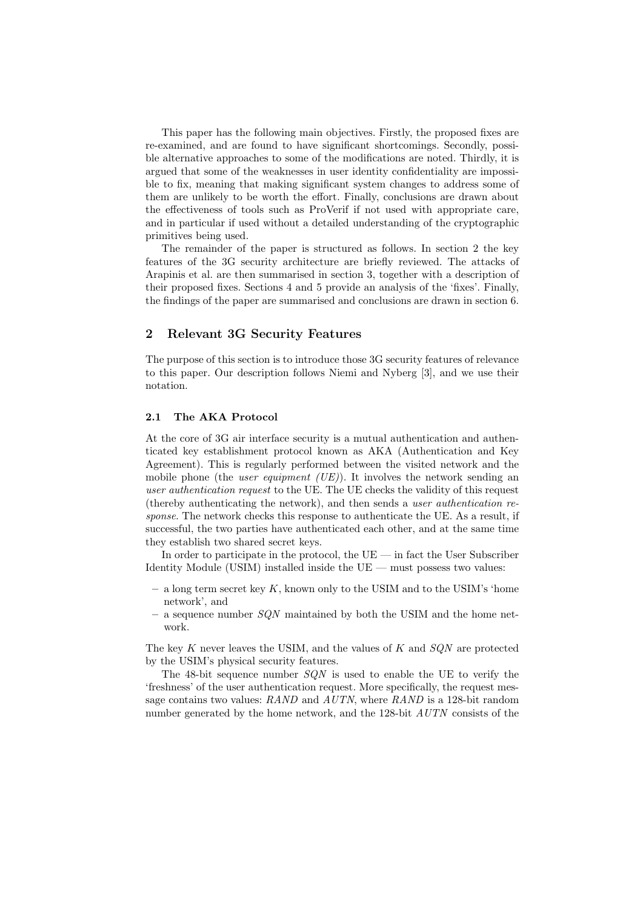This paper has the following main objectives. Firstly, the proposed fixes are re-examined, and are found to have significant shortcomings. Secondly, possible alternative approaches to some of the modifications are noted. Thirdly, it is argued that some of the weaknesses in user identity confidentiality are impossible to fix, meaning that making significant system changes to address some of them are unlikely to be worth the effort. Finally, conclusions are drawn about the effectiveness of tools such as ProVerif if not used with appropriate care, and in particular if used without a detailed understanding of the cryptographic primitives being used.

The remainder of the paper is structured as follows. In section 2 the key features of the 3G security architecture are briefly reviewed. The attacks of Arapinis et al. are then summarised in section 3, together with a description of their proposed fixes. Sections 4 and 5 provide an analysis of the 'fixes'. Finally, the findings of the paper are summarised and conclusions are drawn in section 6.

## 2 Relevant 3G Security Features

The purpose of this section is to introduce those 3G security features of relevance to this paper. Our description follows Niemi and Nyberg [3], and we use their notation.

### 2.1 The AKA Protocol

At the core of 3G air interface security is a mutual authentication and authenticated key establishment protocol known as AKA (Authentication and Key Agreement). This is regularly performed between the visited network and the mobile phone (the *user equipment (UE)*). It involves the network sending an *user authentication request* to the UE. The UE checks the validity of this request (thereby authenticating the network), and then sends a *user authentication response*. The network checks this response to authenticate the UE. As a result, if successful, the two parties have authenticated each other, and at the same time they establish two shared secret keys.

In order to participate in the protocol, the UE — in fact the User Subscriber Identity Module (USIM) installed inside the UE — must possess two values:

- a long term secret key $K$, known only to the USIM and to the USIM's 'home network', and
- a sequence number $SQN$ maintained by both the USIM and the home network.

The key $K$ never leaves the USIM, and the values of $K$ and $SQN$ are protected by the USIM's physical security features.

The 48-bit sequence number $SQN$ is used to enable the UE to verify the 'freshness' of the user authentication request. More specifically, the request message contains two values: $RAND$ and $AUTN$, where $RAND$ is a 128-bit random number generated by the home network, and the 128-bit $AUTN$ consists of the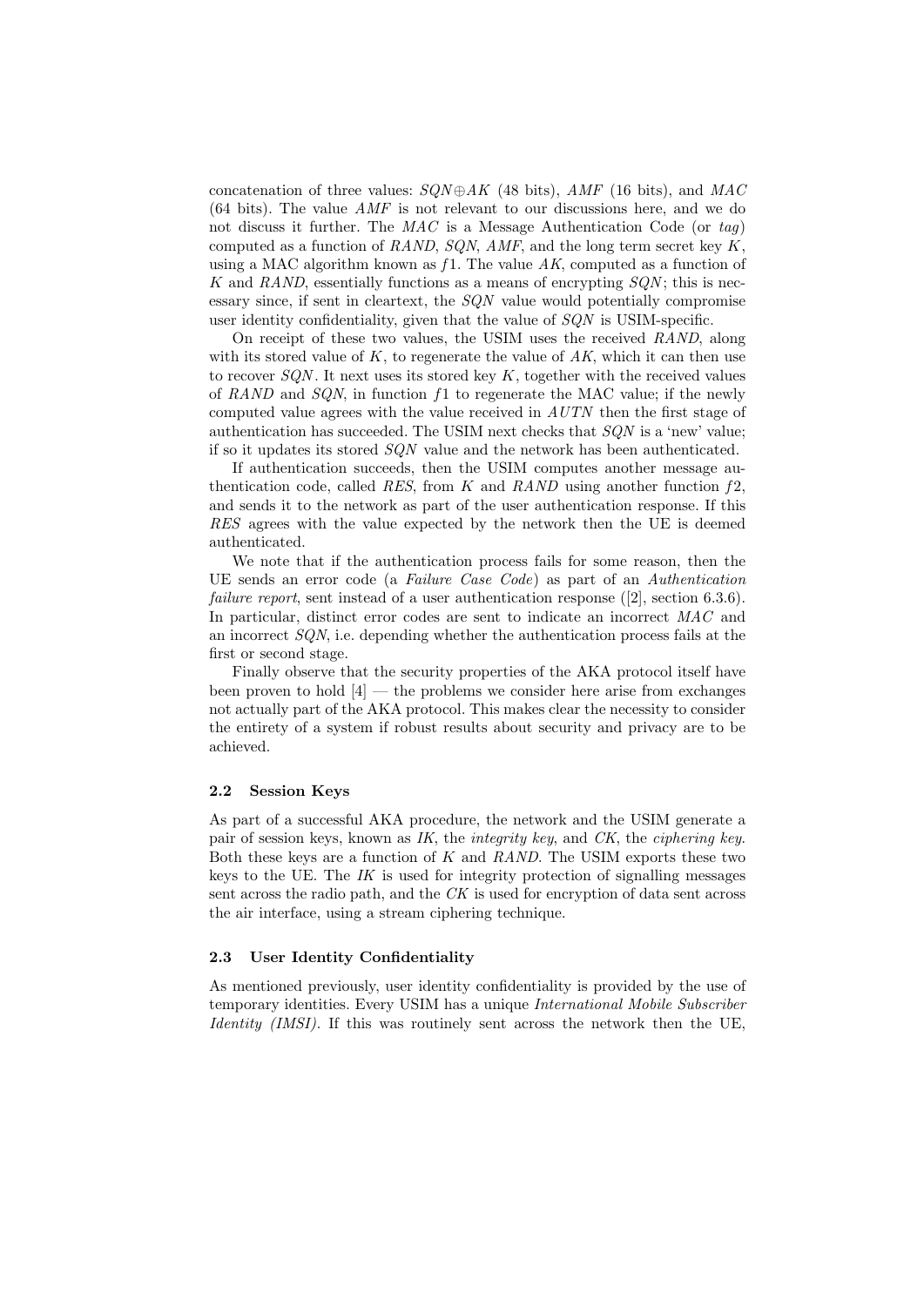concatenation of three values: $SQN \oplus AK$ (48 bits), $AMF$ (16 bits), and $MAC$ (64 bits). The value $AMF$ is not relevant to our discussions here, and we do not discuss it further. The $MAC$ is a Message Authentication Code (or *tag*) computed as a function of $RAND$, $SQN$, $AMF$, and the long term secret key $K$, using a MAC algorithm known as $f1$. The value $AK$, computed as a function of $K$ and $RAND$, essentially functions as a means of encrypting $SQN$; this is necessary since, if sent in cleartext, the $SQN$ value would potentially compromise user identity confidentiality, given that the value of $SQN$ is USIM-specific.

On receipt of these two values, the USIM uses the received $RAND$, along with its stored value of $K$, to regenerate the value of $AK$, which it can then use to recover $SQN$. It next uses its stored key $K$, together with the received values of $RAND$ and $SQN$, in function $f1$ to regenerate the MAC value; if the newly computed value agrees with the value received in $AUTN$ then the first stage of authentication has succeeded. The USIM next checks that $SQN$ is a 'new' value; if so it updates its stored $SQN$ value and the network has been authenticated.

If authentication succeeds, then the USIM computes another message authentication code, called $RES$, from $K$ and $RAND$ using another function $f2$, and sends it to the network as part of the user authentication response. If this $RES$ agrees with the value expected by the network then the UE is deemed authenticated.

We note that if the authentication process fails for some reason, then the UE sends an error code (a *Failure Case Code*) as part of an *Authentication failure report*, sent instead of a user authentication response ([2], section 6.3.6). In particular, distinct error codes are sent to indicate an incorrect $MAC$ and an incorrect $SQN$, i.e. depending whether the authentication process fails at the first or second stage.

Finally observe that the security properties of the AKA protocol itself have been proven to hold [4] — the problems we consider here arise from exchanges not actually part of the AKA protocol. This makes clear the necessity to consider the entirety of a system if robust results about security and privacy are to be achieved.

### 2.2 Session Keys

As part of a successful AKA procedure, the network and the USIM generate a pair of session keys, known as $IK$, the *integrity key*, and $CK$, the *ciphering key.* Both these keys are a function of $K$ and $RAND$. The USIM exports these two keys to the UE. The $IK$ is used for integrity protection of signalling messages sent across the radio path, and the $CK$ is used for encryption of data sent across the air interface, using a stream ciphering technique.

### 2.3 User Identity Confidentiality

As mentioned previously, user identity confidentiality is provided by the use of temporary identities. Every USIM has a unique *International Mobile Subscriber Identity (IMSI)*. If this was routinely sent across the network then the UE,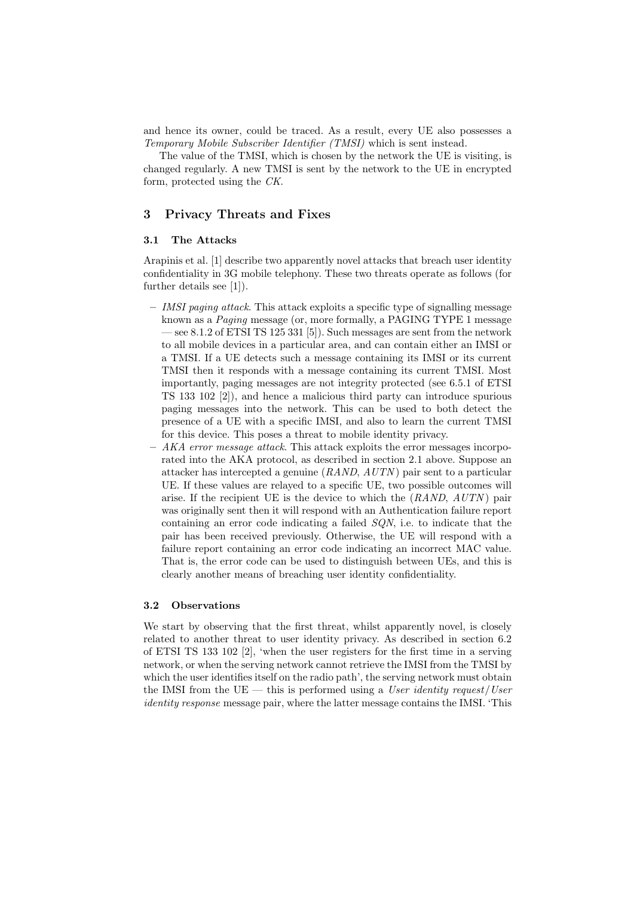and hence its owner, could be traced. As a result, every UE also possesses a *Temporary Mobile Subscriber Identifier (TMSI)* which is sent instead.

The value of the TMSI, which is chosen by the network the UE is visiting, is changed regularly. A new TMSI is sent by the network to the UE in encrypted form, protected using the *CK*.

## 3 Privacy Threats and Fixes

### 3.1 The Attacks

Arapinis et al. [1] describe two apparently novel attacks that breach user identity confidentiality in 3G mobile telephony. These two threats operate as follows (for further details see [1]).

- *IMSI paging attack*. This attack exploits a specific type of signalling message known as a *Paging* message (or, more formally, a PAGING TYPE 1 message — see 8.1.2 of ETSI TS 125 331 [5]). Such messages are sent from the network to all mobile devices in a particular area, and can contain either an IMSI or a TMSI. If a UE detects such a message containing its IMSI or its current TMSI then it responds with a message containing its current TMSI. Most importantly, paging messages are not integrity protected (see 6.5.1 of ETSI TS 133 102 [2]), and hence a malicious third party can introduce spurious paging messages into the network. This can be used to both detect the presence of a UE with a specific IMSI, and also to learn the current TMSI for this device. This poses a threat to mobile identity privacy.
- *AKA error message attack*. This attack exploits the error messages incorporated into the AKA protocol, as described in section 2.1 above. Suppose an attacker has intercepted a genuine (*RAND*, *AUTN*) pair sent to a particular UE. If these values are relayed to a specific UE, two possible outcomes will arise. If the recipient UE is the device to which the (*RAND*, *AUTN*) pair was originally sent then it will respond with an Authentication failure report containing an error code indicating a failed *SQN*, i.e. to indicate that the pair has been received previously. Otherwise, the UE will respond with a failure report containing an error code indicating an incorrect MAC value. That is, the error code can be used to distinguish between UEs, and this is clearly another means of breaching user identity confidentiality.

### 3.2 Observations

We start by observing that the first threat, whilst apparently novel, is closely related to another threat to user identity privacy. As described in section 6.2 of ETSI TS 133 102 [2], 'when the user registers for the first time in a serving network, or when the serving network cannot retrieve the IMSI from the TMSI by which the user identifies itself on the radio path', the serving network must obtain the IMSI from the UE — this is performed using a *User identity request*/*User identity response* message pair, where the latter message contains the IMSI. 'This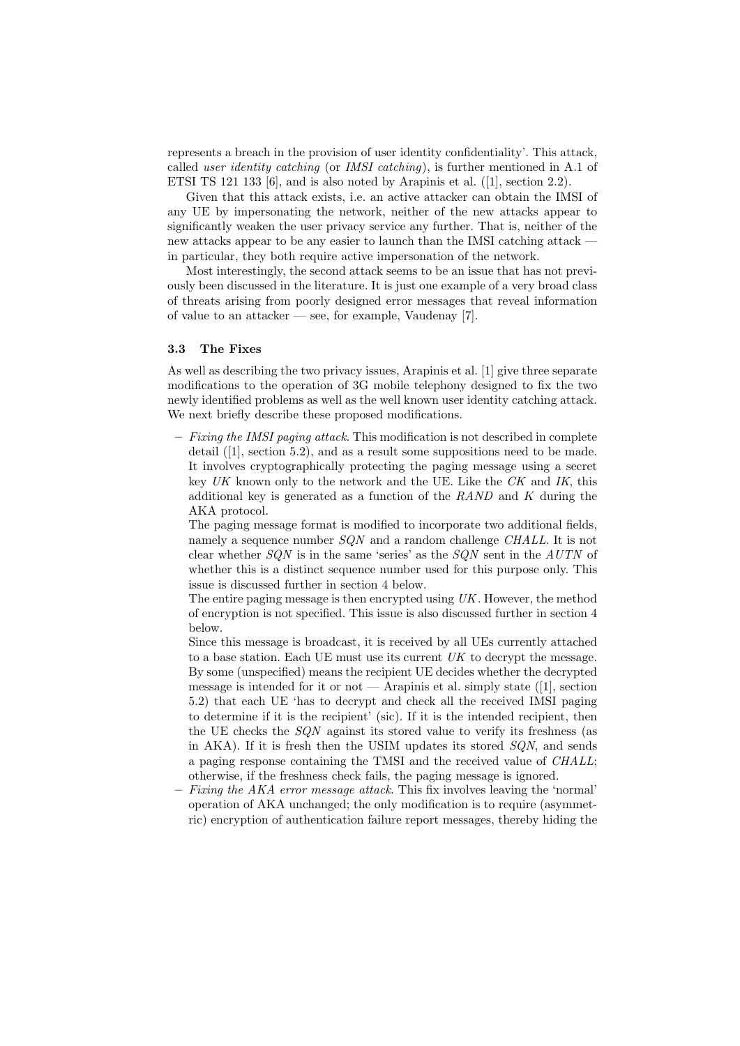represents a breach in the provision of user identity confidentiality'. This attack, called *user identity catching* (or *IMSI catching*), is further mentioned in A.1 of ETSI TS 121 133 [6], and is also noted by Arapinis et al. ([1], section 2.2).

Given that this attack exists, i.e. an active attacker can obtain the IMSI of any UE by impersonating the network, neither of the new attacks appear to significantly weaken the user privacy service any further. That is, neither of the new attacks appear to be any easier to launch than the IMSI catching attack — in particular, they both require active impersonation of the network.

Most interestingly, the second attack seems to be an issue that has not previously been discussed in the literature. It is just one example of a very broad class of threats arising from poorly designed error messages that reveal information of value to an attacker — see, for example, Vaudenay [7].

### 3.3 The Fixes

As well as describing the two privacy issues, Arapinis et al. [1] give three separate modifications to the operation of 3G mobile telephony designed to fix the two newly identified problems as well as the well known user identity catching attack. We next briefly describe these proposed modifications.

- *Fixing the IMSI paging attack*. This modification is not described in complete detail ([1], section 5.2), and as a result some suppositions need to be made. It involves cryptographically protecting the paging message using a secret key *UK* known only to the network and the UE. Like the *CK* and *IK*, this additional key is generated as a function of the *RAND* and *K* during the AKA protocol.
  The paging message format is modified to incorporate two additional fields, namely a sequence number *SQN* and a random challenge *CHALL*. It is not clear whether *SQN* is in the same 'series' as the *SQN* sent in the *AUTN* of whether this is a distinct sequence number used for this purpose only. This issue is discussed further in section 4 below.
  The entire paging message is then encrypted using *UK*. However, the method of encryption is not specified. This issue is also discussed further in section 4 below.
  Since this message is broadcast, it is received by all UEs currently attached to a base station. Each UE must use its current *UK* to decrypt the message. By some (unspecified) means the recipient UE decides whether the decrypted message is intended for it or not — Arapinis et al. simply state ([1], section 5.2) that each UE 'has to decrypt and check all the received IMSI paging to determine if it is the recipient' (sic). If it is the intended recipient, then the UE checks the *SQN* against its stored value to verify its freshness (as in AKA). If it is fresh then the USIM updates its stored *SQN*, and sends a paging response containing the TMSI and the received value of *CHALL*; otherwise, if the freshness check fails, the paging message is ignored.
- *Fixing the AKA error message attack*. This fix involves leaving the 'normal' operation of AKA unchanged; the only modification is to require (asymmetric) encryption of authentication failure report messages, thereby hiding the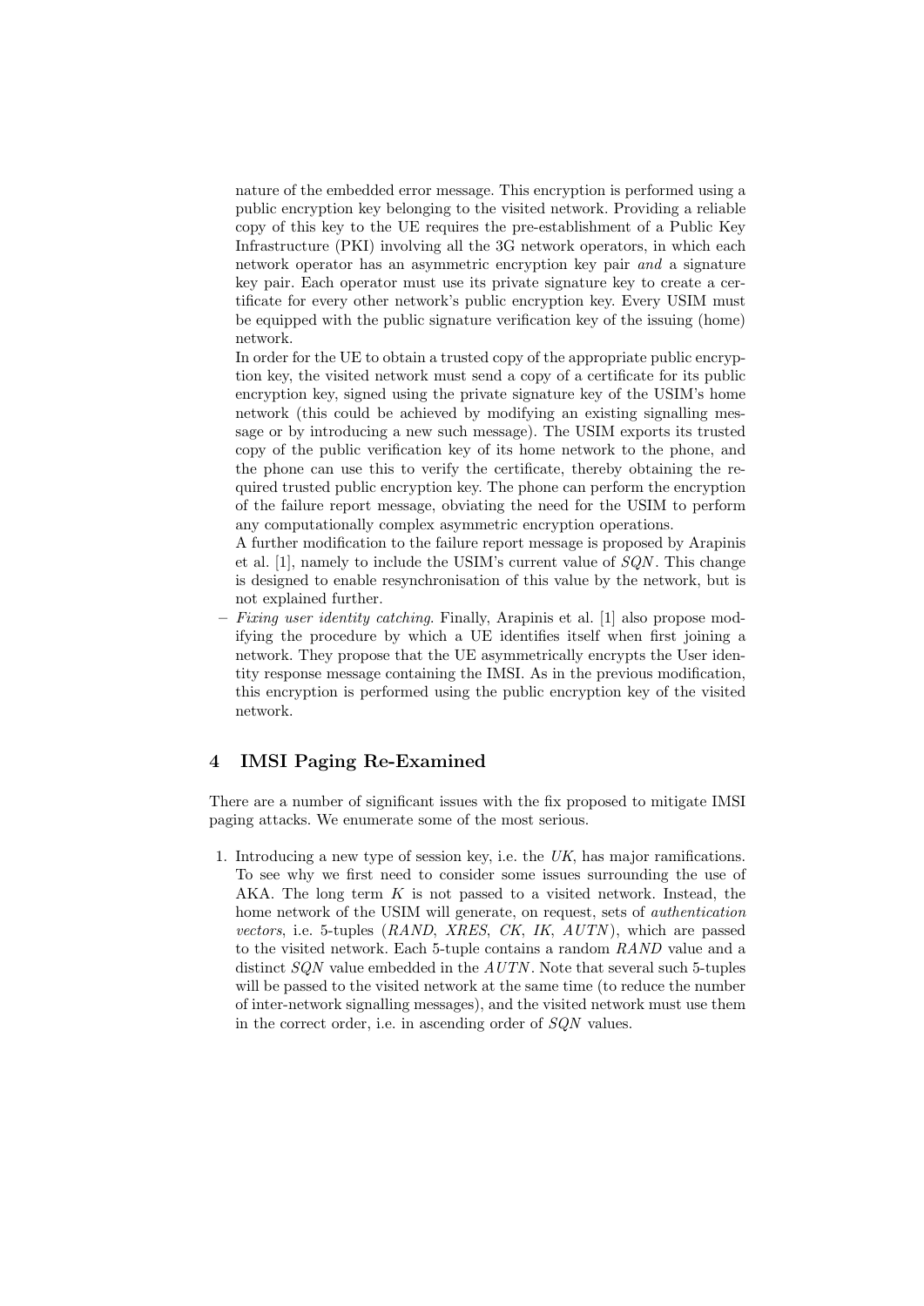nature of the embedded error message. This encryption is performed using a public encryption key belonging to the visited network. Providing a reliable copy of this key to the UE requires the pre-establishment of a Public Key Infrastructure (PKI) involving all the 3G network operators, in which each network operator has an asymmetric encryption key pair *and* a signature key pair. Each operator must use its private signature key to create a certificate for every other network's public encryption key. Every USIM must be equipped with the public signature verification key of the issuing (home) network.

In order for the UE to obtain a trusted copy of the appropriate public encryption key, the visited network must send a copy of a certificate for its public encryption key, signed using the private signature key of the USIM's home network (this could be achieved by modifying an existing signalling message or by introducing a new such message). The USIM exports its trusted copy of the public verification key of its home network to the phone, and the phone can use this to verify the certificate, thereby obtaining the required trusted public encryption key. The phone can perform the encryption of the failure report message, obviating the need for the USIM to perform any computationally complex asymmetric encryption operations.

A further modification to the failure report message is proposed by Arapinis et al. [1], namely to include the USIM's current value of $SQN$. This change is designed to enable resynchronisation of this value by the network, but is not explained further.

– *Fixing user identity catching*. Finally, Arapinis et al. [1] also propose modifying the procedure by which a UE identifies itself when first joining a network. They propose that the UE asymmetrically encrypts the User identity response message containing the IMSI. As in the previous modification, this encryption is performed using the public encryption key of the visited network.

## 4 IMSI Paging Re-Examined

There are a number of significant issues with the fix proposed to mitigate IMSI paging attacks. We enumerate some of the most serious.

1. Introducing a new type of session key, i.e. the $UK$, has major ramifications. To see why we first need to consider some issues surrounding the use of AKA. The long term $K$ is not passed to a visited network. Instead, the home network of the USIM will generate, on request, sets of *authentication vectors*, i.e. 5-tuples ($RAND$, $XRES$, $CK$, $IK$, $AUTN$), which are passed to the visited network. Each 5-tuple contains a random $RAND$ value and a distinct $SQN$ value embedded in the $AUTN$. Note that several such 5-tuples will be passed to the visited network at the same time (to reduce the number of inter-network signalling messages), and the visited network must use them in the correct order, i.e. in ascending order of $SQN$ values.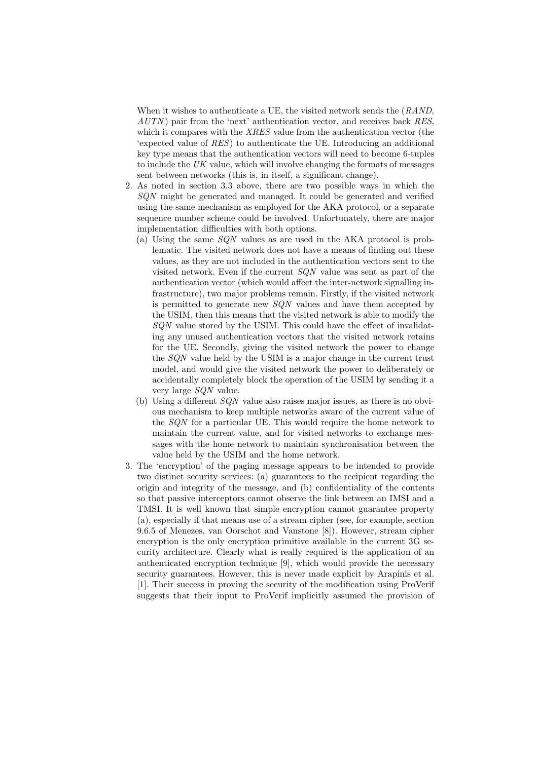When it wishes to authenticate a UE, the visited network sends the (*RAND*, *AUTN*) pair from the 'next' authentication vector, and receives back *RES*, which it compares with the *XRES* value from the authentication vector (the 'expected value of *RES*') to authenticate the UE. Introducing an additional key type means that the authentication vectors will need to become 6-tuples to include the *UK* value, which will involve changing the formats of messages sent between networks (this is, in itself, a significant change).

2. As noted in section 3.3 above, there are two possible ways in which the *SQN* might be generated and managed. It could be generated and verified using the same mechanism as employed for the AKA protocol, or a separate sequence number scheme could be involved. Unfortunately, there are major implementation difficulties with both options.
   (a) Using the same *SQN* values as are used in the AKA protocol is problematic. The visited network does not have a means of finding out these values, as they are not included in the authentication vectors sent to the visited network. Even if the current *SQN* value was sent as part of the authentication vector (which would affect the inter-network signalling infrastructure), two major problems remain. Firstly, if the visited network is permitted to generate new *SQN* values and have them accepted by the USIM, then this means that the visited network is able to modify the *SQN* value stored by the USIM. This could have the effect of invalidating any unused authentication vectors that the visited network retains for the UE. Secondly, giving the visited network the power to change the *SQN* value held by the USIM is a major change in the current trust model, and would give the visited network the power to deliberately or accidentally completely block the operation of the USIM by sending it a very large *SQN* value.
   (b) Using a different *SQN* value also raises major issues, as there is no obvious mechanism to keep multiple networks aware of the current value of the *SQN* for a particular UE. This would require the home network to maintain the current value, and for visited networks to exchange messages with the home network to maintain synchronisation between the value held by the USIM and the home network.
3. The 'encryption' of the paging message appears to be intended to provide two distinct security services: (a) guarantees to the recipient regarding the origin and integrity of the message, and (b) confidentiality of the contents so that passive interceptors cannot observe the link between an IMSI and a TMSI. It is well known that simple encryption cannot guarantee property (a), especially if that means use of a stream cipher (see, for example, section 9.6.5 of Menezes, van Oorschot and Vanstone [8]). However, stream cipher encryption is the only encryption primitive available in the current 3G security architecture. Clearly what is really required is the application of an authenticated encryption technique [9], which would provide the necessary security guarantees. However, this is never made explicit by Arapinis et al. [1]. Their success in proving the security of the modification using ProVerif suggests that their input to ProVerif implicitly assumed the provision of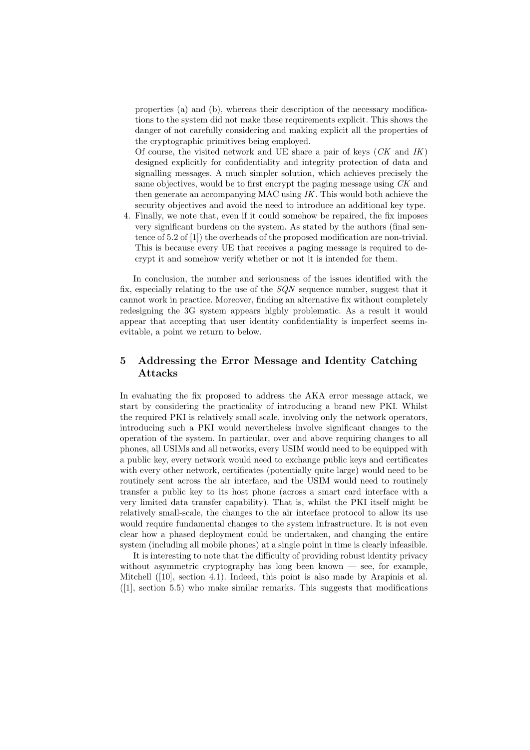properties (a) and (b), whereas their description of the necessary modifications to the system did not make these requirements explicit. This shows the danger of not carefully considering and making explicit all the properties of the cryptographic primitives being employed.

Of course, the visited network and UE share a pair of keys ($CK$ and $IK$) designed explicitly for confidentiality and integrity protection of data and signalling messages. A much simpler solution, which achieves precisely the same objectives, would be to first encrypt the paging message using $CK$ and then generate an accompanying MAC using $IK$. This would both achieve the security objectives and avoid the need to introduce an additional key type.

4. Finally, we note that, even if it could somehow be repaired, the fix imposes very significant burdens on the system. As stated by the authors (final sentence of 5.2 of [1]) the overheads of the proposed modification are non-trivial. This is because every UE that receives a paging message is required to decrypt it and somehow verify whether or not it is intended for them.

In conclusion, the number and seriousness of the issues identified with the fix, especially relating to the use of the $SQN$ sequence number, suggest that it cannot work in practice. Moreover, finding an alternative fix without completely redesigning the 3G system appears highly problematic. As a result it would appear that accepting that user identity confidentiality is imperfect seems inevitable, a point we return to below.

## 5 Addressing the Error Message and Identity Catching Attacks

In evaluating the fix proposed to address the AKA error message attack, we start by considering the practicality of introducing a brand new PKI. Whilst the required PKI is relatively small scale, involving only the network operators, introducing such a PKI would nevertheless involve significant changes to the operation of the system. In particular, over and above requiring changes to all phones, all USIMs and all networks, every USIM would need to be equipped with a public key, every network would need to exchange public keys and certificates with every other network, certificates (potentially quite large) would need to be routinely sent across the air interface, and the USIM would need to routinely transfer a public key to its host phone (across a smart card interface with a very limited data transfer capability). That is, whilst the PKI itself might be relatively small-scale, the changes to the air interface protocol to allow its use would require fundamental changes to the system infrastructure. It is not even clear how a phased deployment could be undertaken, and changing the entire system (including all mobile phones) at a single point in time is clearly infeasible.

It is interesting to note that the difficulty of providing robust identity privacy without asymmetric cryptography has long been known — see, for example, Mitchell ([10], section 4.1). Indeed, this point is also made by Arapinis et al. ([1], section 5.5) who make similar remarks. This suggests that modifications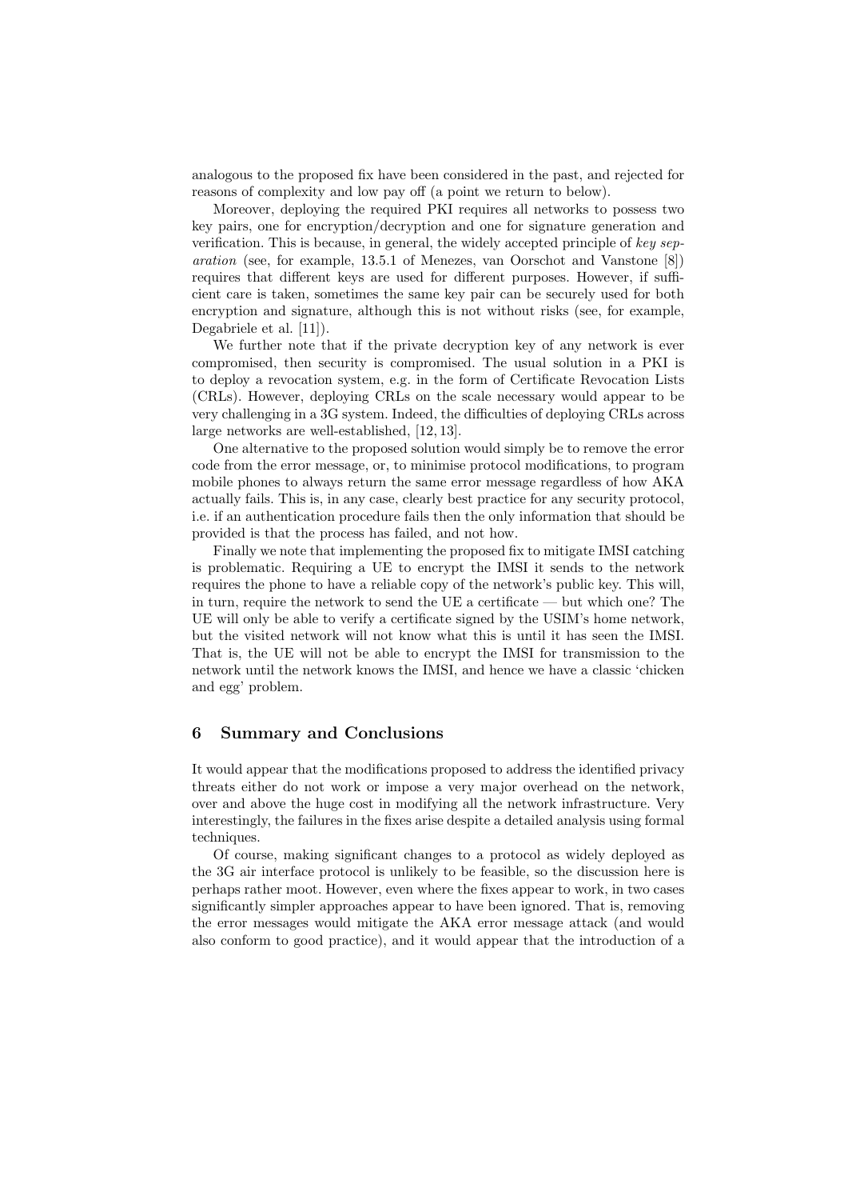analogous to the proposed fix have been considered in the past, and rejected for reasons of complexity and low pay off (a point we return to below).

Moreover, deploying the required PKI requires all networks to possess two key pairs, one for encryption/decryption and one for signature generation and verification. This is because, in general, the widely accepted principle of *key separation* (see, for example, 13.5.1 of Menezes, van Oorschot and Vanstone [8]) requires that different keys are used for different purposes. However, if sufficient care is taken, sometimes the same key pair can be securely used for both encryption and signature, although this is not without risks (see, for example, Degabriele et al. [11]).

We further note that if the private decryption key of any network is ever compromised, then security is compromised. The usual solution in a PKI is to deploy a revocation system, e.g. in the form of Certificate Revocation Lists (CRLs). However, deploying CRLs on the scale necessary would appear to be very challenging in a 3G system. Indeed, the difficulties of deploying CRLs across large networks are well-established, [12, 13].

One alternative to the proposed solution would simply be to remove the error code from the error message, or, to minimise protocol modifications, to program mobile phones to always return the same error message regardless of how AKA actually fails. This is, in any case, clearly best practice for any security protocol, i.e. if an authentication procedure fails then the only information that should be provided is that the process has failed, and not how.

Finally we note that implementing the proposed fix to mitigate IMSI catching is problematic. Requiring a UE to encrypt the IMSI it sends to the network requires the phone to have a reliable copy of the network's public key. This will, in turn, require the network to send the UE a certificate — but which one? The UE will only be able to verify a certificate signed by the USIM's home network, but the visited network will not know what this is until it has seen the IMSI. That is, the UE will not be able to encrypt the IMSI for transmission to the network until the network knows the IMSI, and hence we have a classic 'chicken and egg' problem.

## 6 Summary and Conclusions

It would appear that the modifications proposed to address the identified privacy threats either do not work or impose a very major overhead on the network, over and above the huge cost in modifying all the network infrastructure. Very interestingly, the failures in the fixes arise despite a detailed analysis using formal techniques.

Of course, making significant changes to a protocol as widely deployed as the 3G air interface protocol is unlikely to be feasible, so the discussion here is perhaps rather moot. However, even where the fixes appear to work, in two cases significantly simpler approaches appear to have been ignored. That is, removing the error messages would mitigate the AKA error message attack (and would also conform to good practice), and it would appear that the introduction of a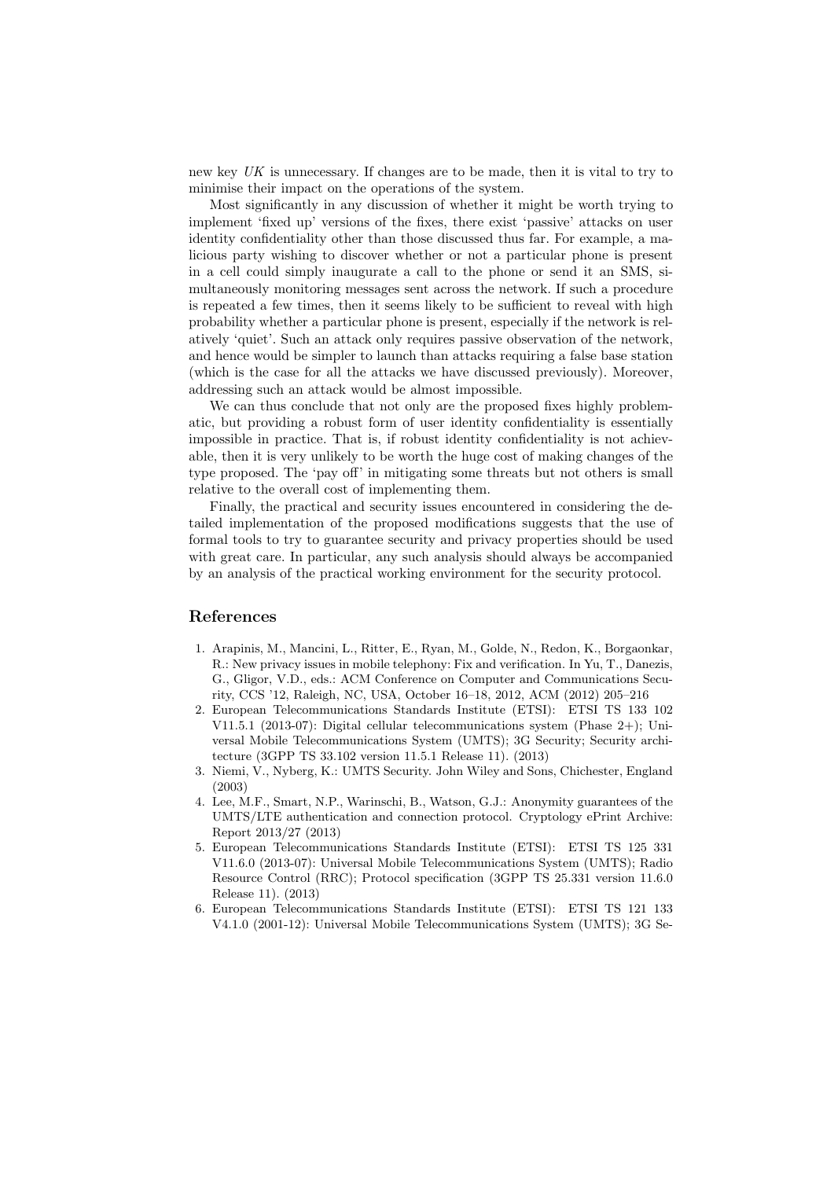new key $UK$ is unnecessary. If changes are to be made, then it is vital to try to minimise their impact on the operations of the system.

Most significantly in any discussion of whether it might be worth trying to implement 'fixed up' versions of the fixes, there exist 'passive' attacks on user identity confidentiality other than those discussed thus far. For example, a malicious party wishing to discover whether or not a particular phone is present in a cell could simply inaugurate a call to the phone or send it an SMS, simultaneously monitoring messages sent across the network. If such a procedure is repeated a few times, then it seems likely to be sufficient to reveal with high probability whether a particular phone is present, especially if the network is relatively 'quiet'. Such an attack only requires passive observation of the network, and hence would be simpler to launch than attacks requiring a false base station (which is the case for all the attacks we have discussed previously). Moreover, addressing such an attack would be almost impossible.

We can thus conclude that not only are the proposed fixes highly problematic, but providing a robust form of user identity confidentiality is essentially impossible in practice. That is, if robust identity confidentiality is not achievable, then it is very unlikely to be worth the huge cost of making changes of the type proposed. The 'pay off' in mitigating some threats but not others is small relative to the overall cost of implementing them.

Finally, the practical and security issues encountered in considering the detailed implementation of the proposed modifications suggests that the use of formal tools to try to guarantee security and privacy properties should be used with great care. In particular, any such analysis should always be accompanied by an analysis of the practical working environment for the security protocol.

## References

1. Arapinis, M., Mancini, L., Ritter, E., Ryan, M., Golde, N., Redon, K., Borgaonkar, R.: New privacy issues in mobile telephony: Fix and verification. In Yu, T., Danezis, G., Gligor, V.D., eds.: ACM Conference on Computer and Communications Security, CCS '12, Raleigh, NC, USA, October 16–18, 2012, ACM (2012) 205–216
2. European Telecommunications Standards Institute (ETSI): ETSI TS 133 102 V11.5.1 (2013-07): Digital cellular telecommunications system (Phase 2+); Universal Mobile Telecommunications System (UMTS); 3G Security; Security architecture (3GPP TS 33.102 version 11.5.1 Release 11). (2013)
3. Niemi, V., Nyberg, K.: UMTS Security. John Wiley and Sons, Chichester, England (2003)
4. Lee, M.F., Smart, N.P., Warinschi, B., Watson, G.J.: Anonymity guarantees of the UMTS/LTE authentication and connection protocol. Cryptology ePrint Archive: Report 2013/27 (2013)
5. European Telecommunications Standards Institute (ETSI): ETSI TS 125 331 V11.6.0 (2013-07): Universal Mobile Telecommunications System (UMTS); Radio Resource Control (RRC); Protocol specification (3GPP TS 25.331 version 11.6.0 Release 11). (2013)
6. European Telecommunications Standards Institute (ETSI): ETSI TS 121 133 V4.1.0 (2001-12): Universal Mobile Telecommunications System (UMTS); 3G Se-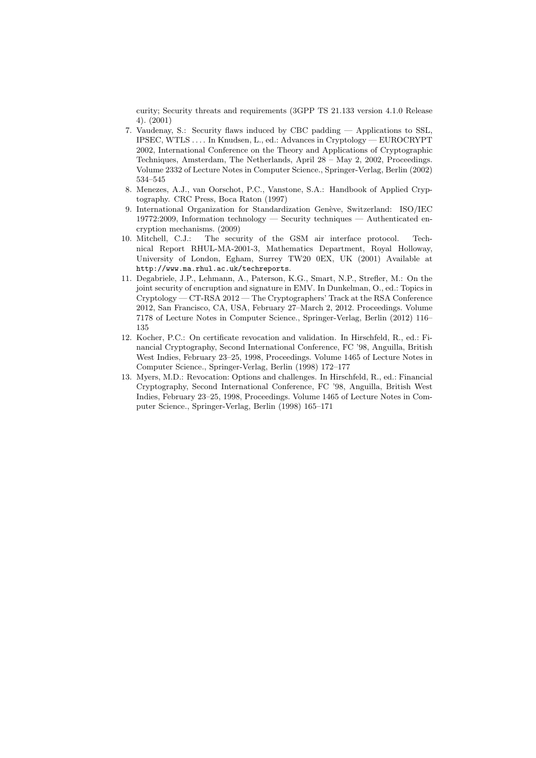curity; Security threats and requirements (3GPP TS 21.133 version 4.1.0 Release 4). (2001)

7. Vaudenay, S.: Security flaws induced by CBC padding — Applications to SSL, IPSEC, WTLS . . . . In Knudsen, L., ed.: Advances in Cryptology — EUROCRYPT 2002, International Conference on the Theory and Applications of Cryptographic Techniques, Amsterdam, The Netherlands, April 28 – May 2, 2002, Proceedings. Volume 2332 of Lecture Notes in Computer Science., Springer-Verlag, Berlin (2002) 534–545
8. Menezes, A.J., van Oorschot, P.C., Vanstone, S.A.: Handbook of Applied Cryptography. CRC Press, Boca Raton (1997)
9. International Organization for Standardization Genève, Switzerland: ISO/IEC 19772:2009, Information technology — Security techniques — Authenticated encryption mechanisms. (2009)
10. Mitchell, C.J.: The security of the GSM air interface protocol. Technical Report RHUL-MA-2001-3, Mathematics Department, Royal Holloway, University of London, Egham, Surrey TW20 0EX, UK (2001) Available at http://www.ma.rhul.ac.uk/techreports.
11. Degabriele, J.P., Lehmann, A., Paterson, K.G., Smart, N.P., Strefler, M.: On the joint security of encryption and signature in EMV. In Dunkelman, O., ed.: Topics in Cryptology — CT-RSA 2012 — The Cryptographers' Track at the RSA Conference 2012, San Francisco, CA, USA, February 27–March 2, 2012. Proceedings. Volume 7178 of Lecture Notes in Computer Science., Springer-Verlag, Berlin (2012) 116–135
12. Kocher, P.C.: On certificate revocation and validation. In Hirschfeld, R., ed.: Financial Cryptography, Second International Conference, FC '98, Anguilla, British West Indies, February 23–25, 1998, Proceedings. Volume 1465 of Lecture Notes in Computer Science., Springer-Verlag, Berlin (1998) 172–177
13. Myers, M.D.: Revocation: Options and challenges. In Hirschfeld, R., ed.: Financial Cryptography, Second International Conference, FC '98, Anguilla, British West Indies, February 23–25, 1998, Proceedings. Volume 1465 of Lecture Notes in Computer Science., Springer-Verlag, Berlin (1998) 165–171